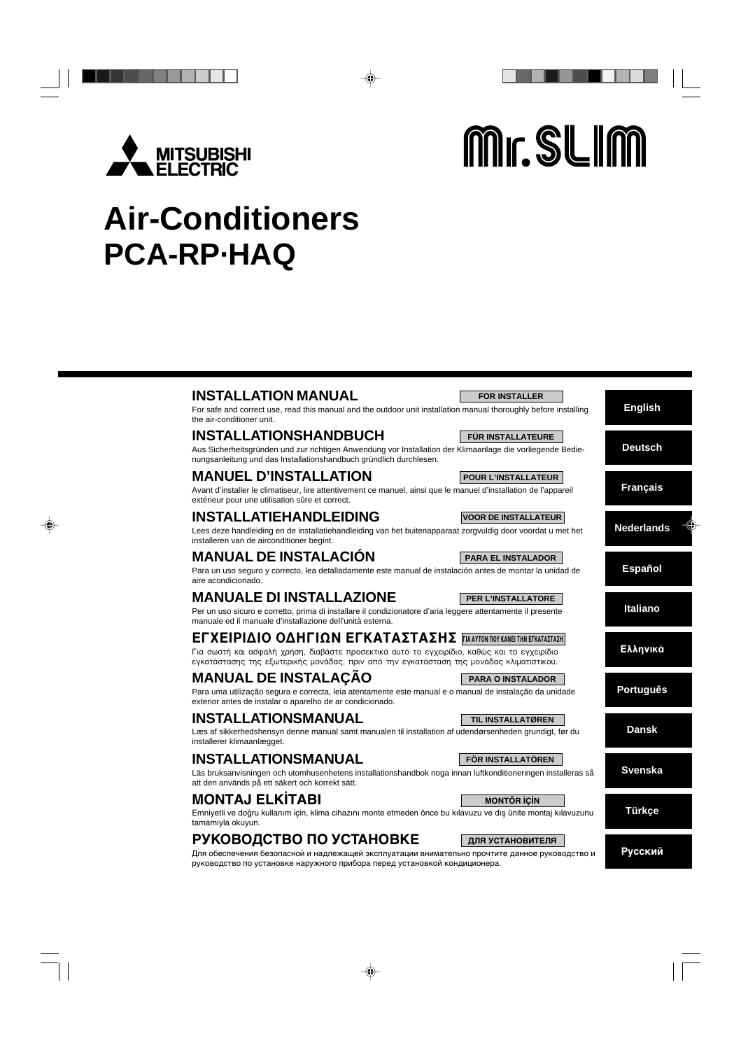MITSUBISHI ELECTRIC

Mr.SLIM

# Air-Conditioners
# PCA-RP·HAQ

## INSTALLATION MANUAL

**FOR INSTALLER**

For safe and correct use, read this manual and the outdoor unit installation manual thoroughly before installing the air-conditioner unit.

**English**

## INSTALLATIONSHANDBUCH

**FÜR INSTALLATEURE**

Aus Sicherheitsgründen und zur richtigen Anwendung vor Installation der Klimaanlage die vorliegende Bedienungsanleitung und das Installationshandbuch gründlich durchlesen.

**Deutsch**

## MANUEL D'INSTALLATION

**POUR L'INSTALLATEUR**

Avant d'installer le climatiseur, lire attentivement ce manuel, ainsi que le manuel d'installation de l'appareil extérieur pour une utilisation sûre et correct.

**Français**

## INSTALLATIEHANDLEIDING

**VOOR DE INSTALLATEUR**

Lees deze handleiding en de installatiehandleiding van het buitenapparaat zorgvuldig door voordat u met het installeren van de airconditioner begint.

**Nederlands**

## MANUAL DE INSTALACIÓN

**PARA EL INSTALADOR**

Para un uso seguro y correcto, lea detalladamente este manual de instalación antes de montar la unidad de aire acondicionado.

**Español**

## MANUALE DI INSTALLAZIONE

**PER L'INSTALLATORE**

Per un uso sicuro e corretto, prima di installare il condizionatore d'aria leggere attentamente il presente manuale ed il manuale d'installazione dell'unità esterna.

**Italiano**

## ΕΓΧΕΙΡΙΔΙΟ ΟΔΗΓΙΩΝ ΕΓΚΑΤΑΣΤΑΣΗΣ

**ΓΙΑ ΑΥΤΟΝ ΠΟΥ ΚΑΝΕΙ ΤΗΝ ΕΓΚΑΤΑΣΤΑΣΗ**

Για σωστή και ασφαλή χρήση, διαβάστε προσεκτικά αυτό το εγχειρίδιο, καθώς και το εγχειρίδιο εγκατάστασης της εξωτερικής μονάδας, πριν από την εγκατάσταση της μονάδας κλιματιστικού.

**Ελληνικά**

## MANUAL DE INSTALAÇÃO

**PARA O INSTALADOR**

Para uma utilização segura e correcta, leia atentamente este manual e o manual de instalação da unidade exterior antes de instalar o aparelho de ar condicionado.

**Português**

## INSTALLATIONSMANUAL

**TIL INSTALLATØREN**

Læs af sikkerhedshensyn denne manual samt manualen til installation af udendørsenheden grundigt, før du installerer klimaanlægget.

**Dansk**

## INSTALLATIONSMANUAL

**FÖR INSTALLATÖREN**

Läs bruksanvisningen och utomhusenhetens installationshandbok noga innan luftkonditioneringen installeras så att den används på ett säkert och korrekt sätt.

**Svenska**

## MONTAJ ELKİTABI

**MONTÖR İÇİN**

Emniyetli ve doğru kullanım için, klima cihazını monte etmeden önce bu kılavuzu ve dış ünite montaj kılavuzunu tamamıyla okuyun.

**Türkçe**

## РУКОВОДСТВО ПО УСТАНОВКЕ

**ДЛЯ УСТАНОВИТЕЛЯ**

Для обеспечения безопасной и надлежащей эксплуатации внимательно прочтите данное руководство и руководство по установке наружного прибора перед установкой кондиционера.

**Русский**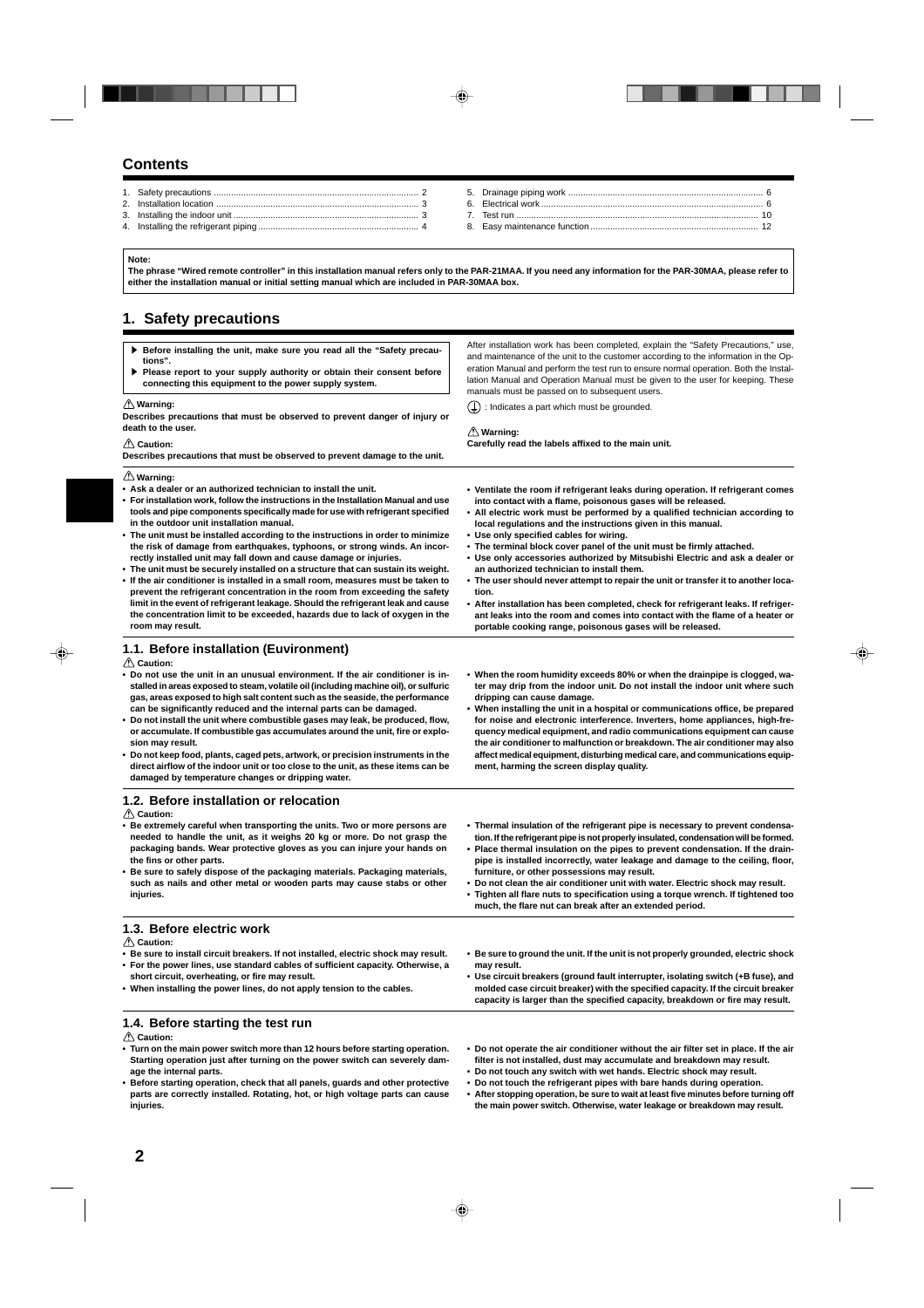## Contents

1. Safety precautions ..................................................................................... 2
2. Installation location ..................................................................................... 3
3. Installing the indoor unit ............................................................................ 3
4. Installing the refrigerant piping ................................................................. 4
5. Drainage piping work ................................................................................. 6
6. Electrical work ............................................................................................ 6
7. Test run ..................................................................................................... 10
8. Easy maintenance function ...................................................................... 12

**Note:**
**The phrase "Wired remote controller" in this installation manual refers only to the PAR-21MAA. If you need any information for the PAR-30MAA, please refer to either the installation manual or initial setting manual which are included in PAR-30MAA box.**

## 1. Safety precautions

- **Before installing the unit, make sure you read all the "Safety precautions".**
- **Please report to your supply authority or obtain their consent before connecting this equipment to the power supply system.**

⚠ **Warning:**
**Describes precautions that must be observed to prevent danger of injury or death to the user.**

⚠ **Caution:**
**Describes precautions that must be observed to prevent damage to the unit.**

After installation work has been completed, explain the "Safety Precautions," use, and maintenance of the unit to the customer according to the information in the Operation Manual and perform the test run to ensure normal operation. Both the Installation Manual and Operation Manual must be given to the user for keeping. These manuals must be passed on to subsequent users.

⏚ : Indicates a part which must be grounded.

⚠ **Warning:**
**Carefully read the labels affixed to the main unit.**

⚠ **Warning:**
- **Ask a dealer or an authorized technician to install the unit.**
- **For installation work, follow the instructions in the Installation Manual and use tools and pipe components specifically made for use with refrigerant specified in the outdoor unit installation manual.**
- **The unit must be installed according to the instructions in order to minimize the risk of damage from earthquakes, typhoons, or strong winds. An incorrectly installed unit may fall down and cause damage or injuries.**
- **The unit must be securely installed on a structure that can sustain its weight.**
- **If the air conditioner is installed in a small room, measures must be taken to prevent the refrigerant concentration in the room from exceeding the safety limit in the event of refrigerant leakage. Should the refrigerant leak and cause the concentration limit to be exceeded, hazards due to lack of oxygen in the room may result.**
- **Ventilate the room if refrigerant leaks during operation. If refrigerant comes into contact with a flame, poisonous gases will be released.**
- **All electric work must be performed by a qualified technician according to local regulations and the instructions given in this manual.**
- **Use only specified cables for wiring.**
- **The terminal block cover panel of the unit must be firmly attached.**
- **Use only accessories authorized by Mitsubishi Electric and ask a dealer or an authorized technician to install them.**
- **The user should never attempt to repair the unit or transfer it to another location.**
- **After installation has been completed, check for refrigerant leaks. If refrigerant leaks into the room and comes into contact with the flame of a heater or portable cooking range, poisonous gases will be released.**

### 1.1. Before installation (Euvironment)

⚠ **Caution:**
- **Do not use the unit in an unusual environment. If the air conditioner is installed in areas exposed to steam, volatile oil (including machine oil), or sulfuric gas, areas exposed to high salt content such as the seaside, the performance can be significantly reduced and the internal parts can be damaged.**
- **Do not install the unit where combustible gases may leak, be produced, flow, or accumulate. If combustible gas accumulates around the unit, fire or explosion may result.**
- **Do not keep food, plants, caged pets, artwork, or precision instruments in the direct airflow of the indoor unit or too close to the unit, as these items can be damaged by temperature changes or dripping water.**
- **When the room humidity exceeds 80% or when the drainpipe is clogged, water may drip from the indoor unit. Do not install the indoor unit where such dripping can cause damage.**
- **When installing the unit in a hospital or communications office, be prepared for noise and electronic interference. Inverters, home appliances, high-frequency medical equipment, and radio communications equipment can cause the air conditioner to malfunction or breakdown. The air conditioner may also affect medical equipment, disturbing medical care, and communications equipment, harming the screen display quality.**

### 1.2. Before installation or relocation

⚠ **Caution:**
- **Be extremely careful when transporting the units. Two or more persons are needed to handle the unit, as it weighs 20 kg or more. Do not grasp the packaging bands. Wear protective gloves as you can injure your hands on the fins or other parts.**
- **Be sure to safely dispose of the packaging materials. Packaging materials, such as nails and other metal or wooden parts may cause stabs or other injuries.**
- **Thermal insulation of the refrigerant pipe is necessary to prevent condensation. If the refrigerant pipe is not properly insulated, condensation will be formed.**
- **Place thermal insulation on the pipes to prevent condensation. If the drainpipe is installed incorrectly, water leakage and damage to the ceiling, floor, furniture, or other possessions may result.**
- **Do not clean the air conditioner unit with water. Electric shock may result.**
- **Tighten all flare nuts to specification using a torque wrench. If tightened too much, the flare nut can break after an extended period.**

### 1.3. Before electric work

⚠ **Caution:**
- **Be sure to install circuit breakers. If not installed, electric shock may result.**
- **For the power lines, use standard cables of sufficient capacity. Otherwise, a short circuit, overheating, or fire may result.**
- **When installing the power lines, do not apply tension to the cables.**
- **Be sure to ground the unit. If the unit is not properly grounded, electric shock may result.**
- **Use circuit breakers (ground fault interrupter, isolating switch (+B fuse), and molded case circuit breaker) with the specified capacity. If the circuit breaker capacity is larger than the specified capacity, breakdown or fire may result.**

### 1.4. Before starting the test run

⚠ **Caution:**
- **Turn on the main power switch more than 12 hours before starting operation. Starting operation just after turning on the power switch can severely damage the internal parts.**
- **Before starting operation, check that all panels, guards and other protective parts are correctly installed. Rotating, hot, or high voltage parts can cause injuries.**
- **Do not operate the air conditioner without the air filter set in place. If the air filter is not installed, dust may accumulate and breakdown may result.**
- **Do not touch any switch with wet hands. Electric shock may result.**
- **Do not touch the refrigerant pipes with bare hands during operation.**
- **After stopping operation, be sure to wait at least five minutes before turning off the main power switch. Otherwise, water leakage or breakdown may result.**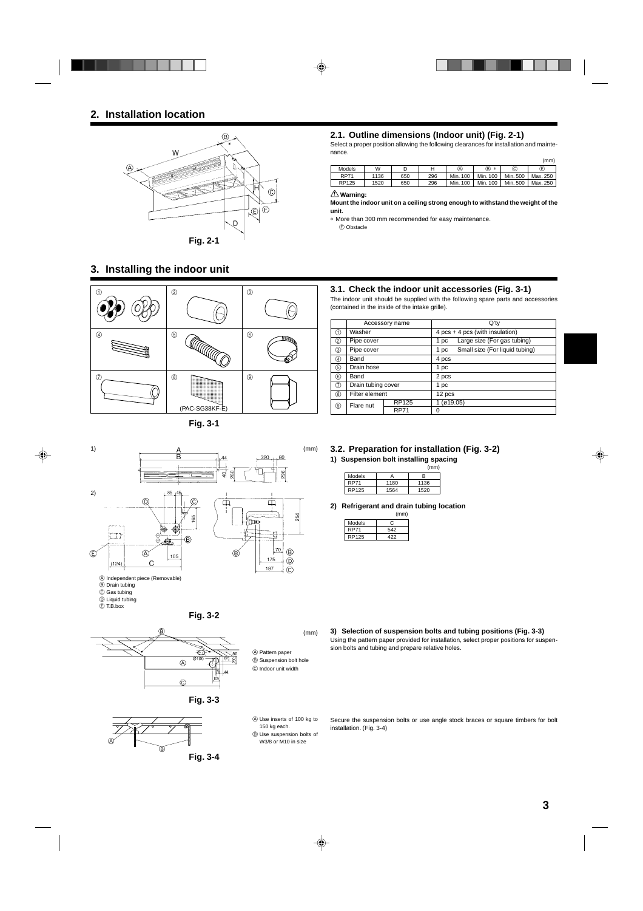## 2. Installation location

Fig. 2-1

### 2.1. Outline dimensions (Indoor unit) (Fig. 2-1)

Select a proper position allowing the following clearances for installation and maintenance.

(mm)

| Models | W | D | H | Ⓐ | Ⓑ * | Ⓒ | Ⓔ |
|---|---|---|---|---|---|---|---|
| RP71 | 1136 | 650 | 296 | Min. 100 | Min. 100 | Min. 500 | Max. 250 |
| RP125 | 1520 | 650 | 296 | Min. 100 | Min. 100 | Min. 500 | Max. 250 |

⚠ **Warning:**

**Mount the indoor unit on a ceiling strong enough to withstand the weight of the unit.**

* More than 300 mm recommended for easy maintenance.

Ⓕ Obstacle

## 3. Installing the indoor unit

Fig. 3-1

### 3.1. Check the indoor unit accessories (Fig. 3-1)

The indoor unit should be supplied with the following spare parts and accessories (contained in the inside of the intake grille).

| | Accessory name | | Q'ty |
|---|---|---|---|
| ① | Washer | | 4 pcs + 4 pcs (with insulation) |
| ② | Pipe cover | | 1 pc Large size (For gas tubing) |
| ③ | Pipe cover | | 1 pc Small size (For liquid tubing) |
| ④ | Band | | 4 pcs |
| ⑤ | Drain hose | | 1 pc |
| ⑥ | Band | | 2 pcs |
| ⑦ | Drain tubing cover | | 1 pc |
| ⑧ | Filter element | | 12 pcs |
| ⑨ | Flare nut | RP125 | 1 (ø19.05) |
| | | RP71 | 0 |

(PAC-SG38KF-E)

Ⓐ Independent piece (Removable)
Ⓑ Drain tubing
Ⓒ Gas tubing
Ⓓ Liquid tubing
Ⓔ T.B.box

Fig. 3-2

### 3.2. Preparation for installation (Fig. 3-2)

**1) Suspension bolt installing spacing**

(mm)

| Models | A | B |
|---|---|---|
| RP71 | 1180 | 1136 |
| RP125 | 1564 | 1520 |

**2) Refrigerant and drain tubing location**

(mm)

| Models | C |
|---|---|
| RP71 | 542 |
| RP125 | 422 |

Ⓐ Pattern paper
Ⓑ Suspension bolt hole
Ⓒ Indoor unit width

Fig. 3-3

**3) Selection of suspension bolts and tubing positions (Fig. 3-3)**

Using the pattern paper provided for installation, select proper positions for suspension bolts and tubing and prepare relative holes.

Ⓐ Use inserts of 100 kg to 150 kg each.
Ⓑ Use suspension bolts of W3/8 or M10 in size

Fig. 3-4

Secure the suspension bolts or use angle stock braces or square timbers for bolt installation. (Fig. 3-4)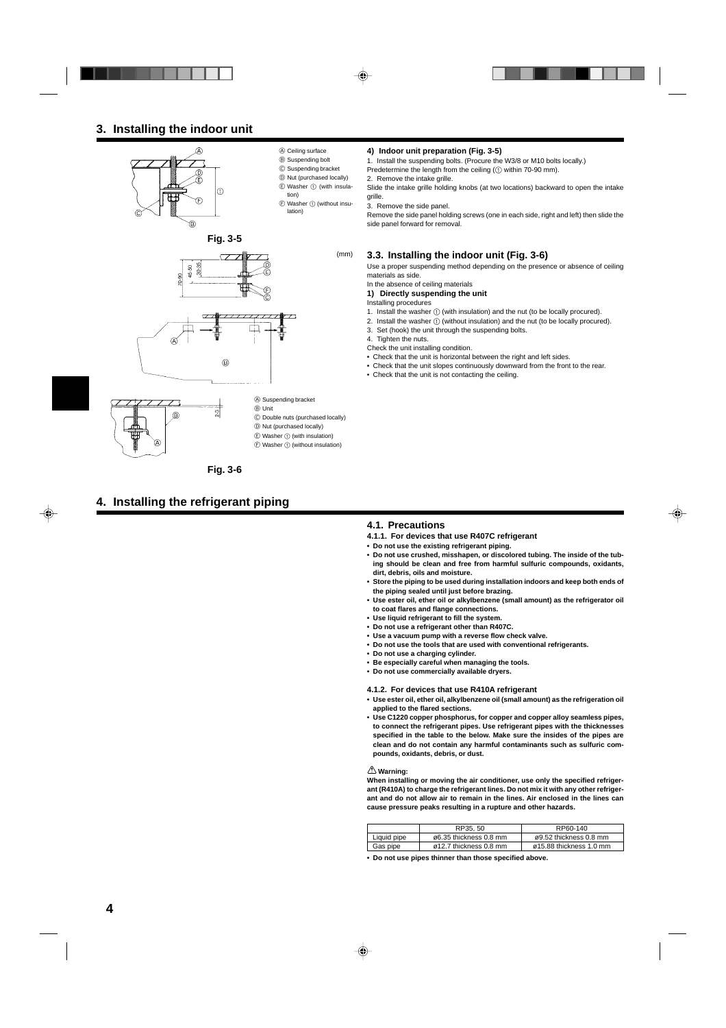# 3. Installing the indoor unit

Ⓐ Ceiling surface
Ⓑ Suspending bolt
Ⓒ Suspending bracket
Ⓓ Nut (purchased locally)
Ⓔ Washer ① (with insulation)
Ⓕ Washer ① (without insulation)

Fig. 3-5

(mm)

Ⓐ Suspending bracket
Ⓑ Unit
Ⓒ Double nuts (purchased locally)
Ⓓ Nut (purchased locally)
Ⓔ Washer ① (with insulation)
Ⓕ Washer ① (without insulation)

Fig. 3-6

### 4) Indoor unit preparation (Fig. 3-5)

1. Install the suspending bolts. (Procure the W3/8 or M10 bolts locally.)
Predetermine the length from the ceiling (① within 70-90 mm).
2. Remove the intake grille.
Slide the intake grille holding knobs (at two locations) backward to open the intake grille.
3. Remove the side panel.
Remove the side panel holding screws (one in each side, right and left) then slide the side panel forward for removal.

## 3.3. Installing the indoor unit (Fig. 3-6)

Use a proper suspending method depending on the presence or absence of ceiling materials as side.
In the absence of ceiling materials

### 1) Directly suspending the unit

Installing procedures
1. Install the washer ① (with insulation) and the nut (to be locally procured).
2. Install the washer ① (without insulation) and the nut (to be locally procured).
3. Set (hook) the unit through the suspending bolts.
4. Tighten the nuts.

Check the unit installing condition.
- Check that the unit is horizontal between the right and left sides.
- Check that the unit slopes continuously downward from the front to the rear.
- Check that the unit is not contacting the ceiling.

# 4. Installing the refrigerant piping

## 4.1. Precautions

### 4.1.1. For devices that use R407C refrigerant

- **Do not use the existing refrigerant piping.**
- **Do not use crushed, misshapen, or discolored tubing. The inside of the tubing should be clean and free from harmful sulfuric compounds, oxidants, dirt, debris, oils and moisture.**
- **Store the piping to be used during installation indoors and keep both ends of the piping sealed until just before brazing.**
- **Use ester oil, ether oil or alkylbenzene (small amount) as the refrigerator oil to coat flares and flange connections.**
- **Use liquid refrigerant to fill the system.**
- **Do not use a refrigerant other than R407C.**
- **Use a vacuum pump with a reverse flow check valve.**
- **Do not use the tools that are used with conventional refrigerants.**
- **Do not use a charging cylinder.**
- **Be especially careful when managing the tools.**
- **Do not use commercially available dryers.**

### 4.1.2. For devices that use R410A refrigerant

- **Use ester oil, ether oil, alkylbenzene oil (small amount) as the refrigeration oil applied to the flared sections.**
- **Use C1220 copper phosphorus, for copper and copper alloy seamless pipes, to connect the refrigerant pipes. Use refrigerant pipes with the thicknesses specified in the table to the below. Make sure the insides of the pipes are clean and do not contain any harmful contaminants such as sulfuric compounds, oxidants, debris, or dust.**

⚠ **Warning:**

**When installing or moving the air conditioner, use only the specified refrigerant (R410A) to charge the refrigerant lines. Do not mix it with any other refrigerant and do not allow air to remain in the lines. Air enclosed in the lines can cause pressure peaks resulting in a rupture and other hazards.**

| | RP35, 50 | RP60-140 |
|---|---|---|
| Liquid pipe | ø6.35 thickness 0.8 mm | ø9.52 thickness 0.8 mm |
| Gas pipe | ø12.7 thickness 0.8 mm | ø15.88 thickness 1.0 mm |

- **Do not use pipes thinner than those specified above.**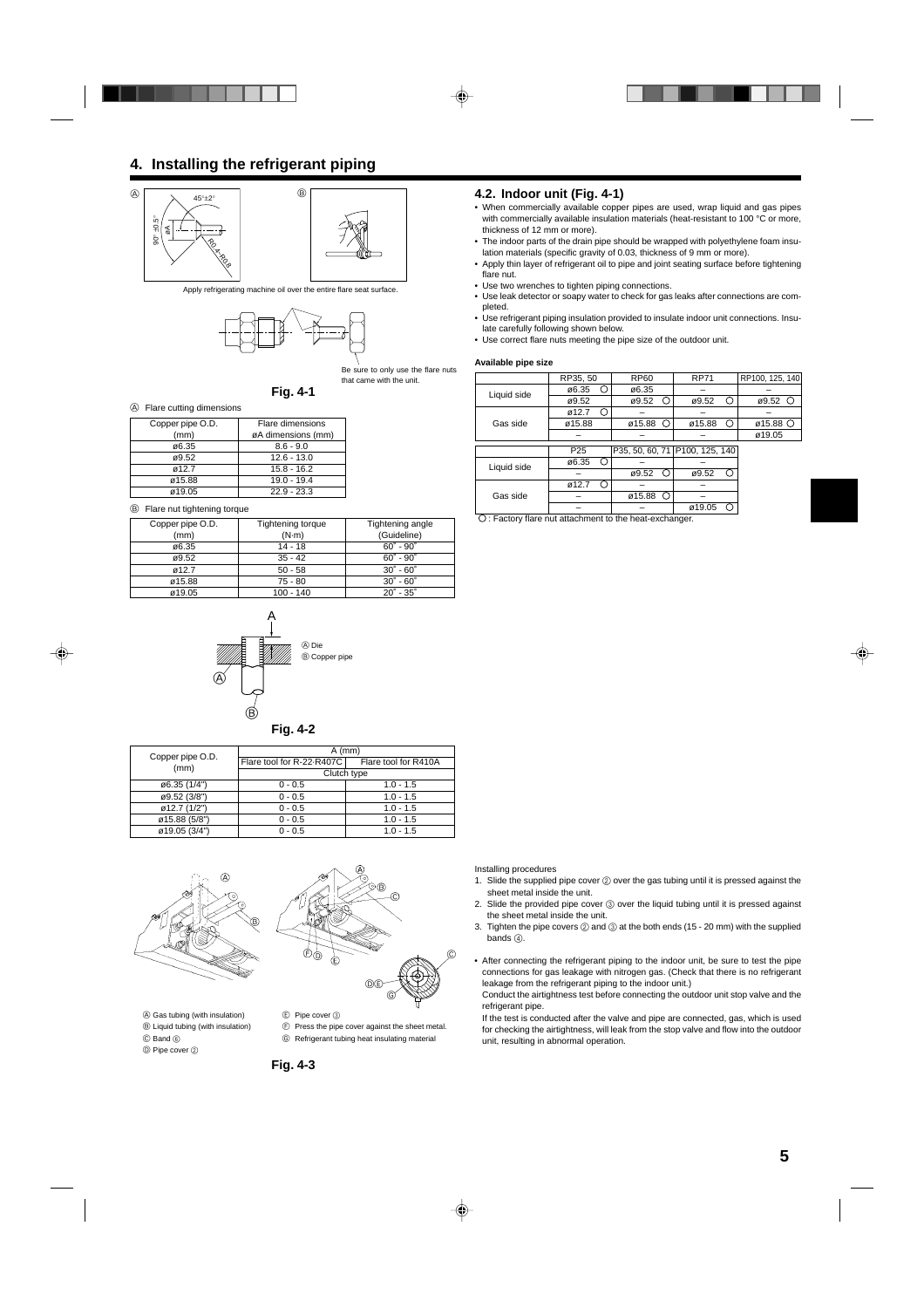# 4. Installing the refrigerant piping

Apply refrigerating machine oil over the entire flare seat surface.

Be sure to only use the flare nuts that came with the unit.

Fig. 4-1

Ⓐ Flare cutting dimensions

| Copper pipe O.D. (mm) | Flare dimensions øA dimensions (mm) |
|---|---|
| ø6.35 | 8.6 - 9.0 |
| ø9.52 | 12.6 - 13.0 |
| ø12.7 | 15.8 - 16.2 |
| ø15.88 | 19.0 - 19.4 |
| ø19.05 | 22.9 - 23.3 |

Ⓑ Flare nut tightening torque

| Copper pipe O.D. (mm) | Tightening torque (N·m) | Tightening angle (Guideline) |
|---|---|---|
| ø6.35 | 14 - 18 | 60˚ - 90˚ |
| ø9.52 | 35 - 42 | 60˚ - 90˚ |
| ø12.7 | 50 - 58 | 30˚ - 60˚ |
| ø15.88 | 75 - 80 | 30˚ - 60˚ |
| ø19.05 | 100 - 140 | 20˚ - 35˚ |

Ⓐ Die
Ⓑ Copper pipe

Fig. 4-2

| Copper pipe O.D. (mm) | A (mm) | |
|---|---|---|
| | Flare tool for R-22·R407C | Flare tool for R410A |
| | Clutch type | |
| ø6.35 (1/4") | 0 - 0.5 | 1.0 - 1.5 |
| ø9.52 (3/8") | 0 - 0.5 | 1.0 - 1.5 |
| ø12.7 (1/2") | 0 - 0.5 | 1.0 - 1.5 |
| ø15.88 (5/8") | 0 - 0.5 | 1.0 - 1.5 |
| ø19.05 (3/4") | 0 - 0.5 | 1.0 - 1.5 |

Ⓐ Gas tubing (with insulation)
Ⓑ Liquid tubing (with insulation)
Ⓒ Band ⑥
Ⓓ Pipe cover ②
Ⓔ Pipe cover ③
Ⓕ Press the pipe cover against the sheet metal.
Ⓖ Refrigerant tubing heat insulating material

Fig. 4-3

## 4.2. Indoor unit (Fig. 4-1)

- When commercially available copper pipes are used, wrap liquid and gas pipes with commercially available insulation materials (heat-resistant to 100 °C or more, thickness of 12 mm or more).
- The indoor parts of the drain pipe should be wrapped with polyethylene foam insulation materials (specific gravity of 0.03, thickness of 9 mm or more).
- Apply thin layer of refrigerant oil to pipe and joint seating surface before tightening flare nut.
- Use two wrenches to tighten piping connections.
- Use leak detector or soapy water to check for gas leaks after connections are completed.
- Use refrigerant piping insulation provided to insulate indoor unit connections. Insulate carefully following shown below.
- Use correct flare nuts meeting the pipe size of the outdoor unit.

**Available pipe size**

| | RP35, 50 | RP60 | RP71 | RP100, 125, 140 |
|---|---|---|---|---|
| Liquid side | ø6.35 ○ | ø6.35 | – | – |
| | ø9.52 | ø9.52 ○ | ø9.52 ○ | ø9.52 ○ |
| Gas side | ø12.7 ○ | – | – | – |
| | ø15.88 | ø15.88 ○ | ø15.88 ○ | ø15.88 ○ |
| | – | – | – | ø19.05 |

| | P25 | P35, 50, 60, 71 | P100, 125, 140 |
|---|---|---|---|
| Liquid side | ø6.35 ○ | – | – |
| | – | ø9.52 ○ | ø9.52 ○ |
| Gas side | ø12.7 ○ | – | – |
| | – | ø15.88 ○ | – |
| | – | – | ø19.05 ○ |

○ : Factory flare nut attachment to the heat-exchanger.

Installing procedures

1. Slide the supplied pipe cover ② over the gas tubing until it is pressed against the sheet metal inside the unit.
2. Slide the provided pipe cover ③ over the liquid tubing until it is pressed against the sheet metal inside the unit.
3. Tighten the pipe covers ② and ③ at the both ends (15 - 20 mm) with the supplied bands ④.

- After connecting the refrigerant piping to the indoor unit, be sure to test the pipe connections for gas leakage with nitrogen gas. (Check that there is no refrigerant leakage from the refrigerant piping to the indoor unit.)
  Conduct the airtightness test before connecting the outdoor unit stop valve and the refrigerant pipe.
  If the test is conducted after the valve and pipe are connected, gas, which is used for checking the airtightness, will leak from the stop valve and flow into the outdoor unit, resulting in abnormal operation.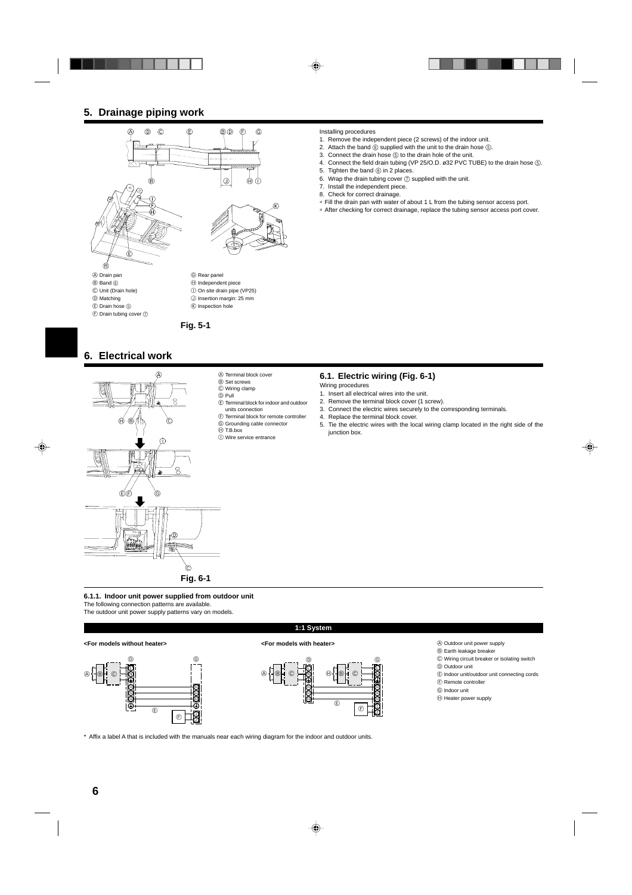## 5. Drainage piping work

Ⓐ Drain pan
Ⓑ Band ⑥
Ⓒ Unit (Drain hole)
Ⓓ Matching
Ⓔ Drain hose ⑤
Ⓕ Drain tubing cover ⑦
Ⓖ Rear panel
Ⓗ Independent piece
Ⓘ On site drain pipe (VP25)
Ⓙ Insertion margin: 25 mm
Ⓚ Inspection hole

**Fig. 5-1**

Installing procedures

1. Remove the independent piece (2 screws) of the indoor unit.
2. Attach the band ⑥ supplied with the unit to the drain hose ⑤.
3. Connect the drain hose ⑤ to the drain hole of the unit.
4. Connect the field drain tubing (VP 25/O.D. ø32 PVC TUBE) to the drain hose ⑤.
5. Tighten the band ⑥ in 2 places.
6. Wrap the drain tubing cover ⑦ supplied with the unit.
7. Install the independent piece.
8. Check for correct drainage.

∗ Fill the drain pan with water of about 1 L from the tubing sensor access port.
∗ After checking for correct drainage, replace the tubing sensor access port cover.

## 6. Electrical work

Ⓐ Terminal block cover
Ⓑ Set screws
Ⓒ Wiring clamp
Ⓓ Pull
Ⓔ Terminal block for indoor and outdoor units connection
Ⓕ Terminal block for remote controller
Ⓖ Grounding cable connector
Ⓗ T.B.box
Ⓘ Wire service entrance

**Fig. 6-1**

### 6.1. Electric wiring (Fig. 6-1)

Wiring procedures

1. Insert all electrical wires into the unit.
2. Remove the terminal block cover (1 screw).
3. Connect the electric wires securely to the corresponding terminals.
4. Replace the terminal block cover.
5. Tie the electric wires with the local wiring clamp located in the right side of the junction box.

#### 6.1.1. Indoor unit power supplied from outdoor unit

The following connection patterns are available.
The outdoor unit power supply patterns vary on models.

**1:1 System**

**<For models without heater>**

**<For models with heater>**

Ⓐ Outdoor unit power supply
Ⓑ Earth leakage breaker
Ⓒ Wiring circuit breaker or isolating switch
Ⓓ Outdoor unit
Ⓔ Indoor unit/outdoor unit connecting cords
Ⓕ Remote controller
Ⓖ Indoor unit
Ⓗ Heater power supply

* Affix a label A that is included with the manuals near each wiring diagram for the indoor and outdoor units.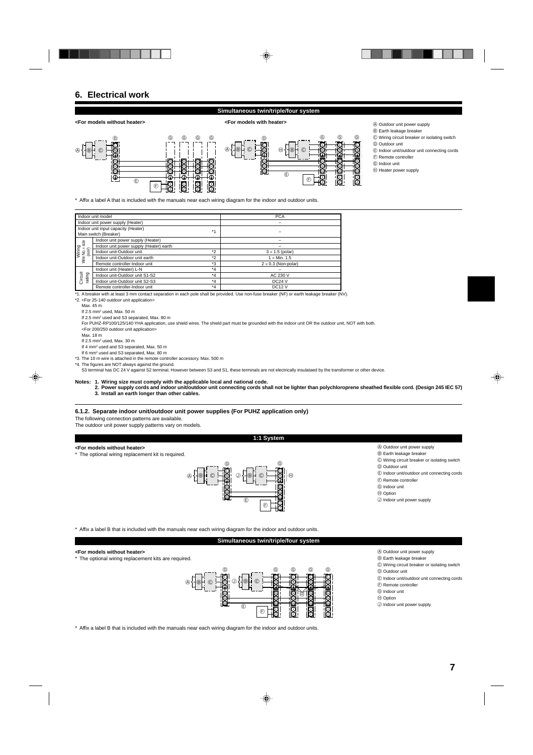## 6. Electrical work

**Simultaneous twin/triple/four system**

<For models without heater>

<For models with heater>

Ⓐ Outdoor unit power supply
Ⓑ Earth leakage breaker
Ⓒ Wiring circuit breaker or isolating switch
Ⓓ Outdoor unit
Ⓔ Indoor unit/outdoor unit connecting cords
Ⓕ Remote controller
Ⓖ Indoor unit
Ⓗ Heater power supply

* Affix a label A that is included with the manuals near each wiring diagram for the indoor and outdoor units.

| Indoor unit model | | | PCA |
|---|---|---|---|
| Indoor unit power supply (Heater) | | | – |
| Indoor unit input capacity (Heater) Main switch (Breaker) | | *1 | – |
| Wiring Wire No. × size ($mm^2$) | Indoor unit power supply (Heater) | | – |
| | Indoor unit power supply (Heater) earth | | – |
| | Indoor unit-Outdoor unit | *2 | 3 × 1.5 (polar) |
| | Indoor unit-Outdoor unit earth | *2 | 1 × Min. 1.5 |
| | Remote controller-Indoor unit | *3 | 2 × 0.3 (Non-polar) |
| Circuit rating | Indoor unit (Heater) L-N | *4 | – |
| | Indoor unit-Outdoor unit S1-S2 | *4 | AC 230 V |
| | Indoor unit-Outdoor unit S2-S3 | *4 | DC24 V |
| | Remote controller-Indoor unit | *4 | DC12 V |

*1. A breaker with at least 3 mm contact separation in each pole shall be provided. Use non-fuse breaker (NF) or earth leakage breaker (NV).

*2. <For 25-140 outdoor unit application>
Max. 45 m
If 2.5 $mm^2$ used, Max. 50 m
If 2.5 $mm^2$ used and S3 separated, Max. 80 m
For PUHZ-RP100/125/140 YHA application, use shield wires. The shield part must be grounded with the indoor unit OR the outdoor unit, NOT with both.
<For 200/250 outdoor unit application>
Max. 18 m
If 2.5 $mm^2$ used, Max. 30 m
If 4 $mm^2$ used and S3 separated, Max. 50 m
If 6 $mm^2$ used and S3 separated, Max. 80 m

*3. The 10 m wire is attached in the remote controller accessory. Max. 500 m

*4. The figures are NOT always against the ground.
S3 terminal has DC 24 V against S2 terminal. However between S3 and S1, these terminals are not electrically insulataed by the transformer or other device.

**Notes: 1. Wiring size must comply with the applicable local and national code.**
**2. Power supply cords and indoor unit/outdoor unit connecting cords shall not be lighter than polychloroprene sheathed flexible cord. (Design 245 IEC 57)**
**3. Install an earth longer than other cables.**

### 6.1.2. Separate indoor unit/outdoor unit power supplies (For PUHZ application only)

The following connection patterns are available.
The outdoor unit power supply patterns vary on models.

**1:1 System**

<For models without heater>

* The optional wiring replacement kit is required.

Ⓐ Outdoor unit power supply
Ⓑ Earth leakage breaker
Ⓒ Wiring circuit breaker or isolating switch
Ⓓ Outdoor unit
Ⓔ Indoor unit/outdoor unit connecting cords
Ⓕ Remote controller
Ⓖ Indoor unit
Ⓗ Option
Ⓙ Indoor unit power supply

* Affix a label B that is included with the manuals near each wiring diagram for the indoor and outdoor units.

**Simultaneous twin/triple/four system**

<For models without heater>

* The optional wiring replacement kits are required.

Ⓐ Outdoor unit power supply
Ⓑ Earth leakage breaker
Ⓒ Wiring circuit breaker or isolating switch
Ⓓ Outdoor unit
Ⓔ Indoor unit/outdoor unit connecting cords
Ⓕ Remote controller
Ⓖ Indoor unit
Ⓗ Option
Ⓙ Indoor unit power supply

* Affix a label B that is included with the manuals near each wiring diagram for the indoor and outdoor units.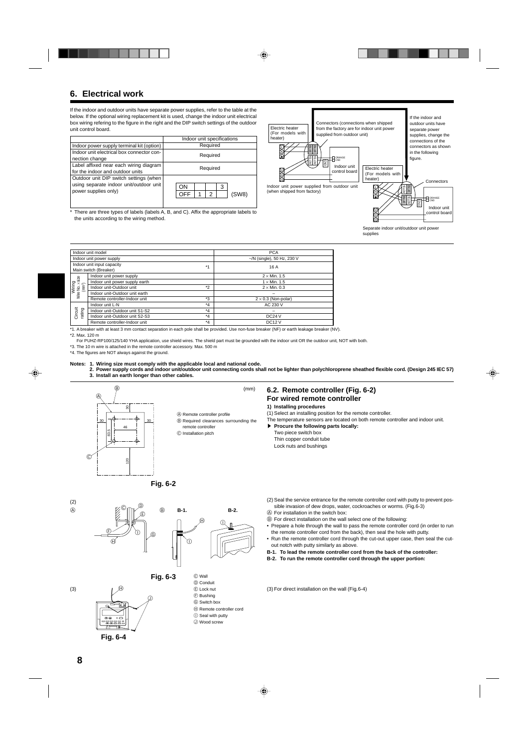# 6. Electrical work

If the indoor and outdoor units have separate power supplies, refer to the table at the below. If the optional wiring replacement kit is used, change the indoor unit electrical box wiring refering to the figure in the right and the DIP switch settings of the outdoor unit control board.

| | Indoor unit specifications |
|---|---|
| Indoor power supply terminal kit (option) | Required |
| Indoor unit electrical box connector connection change | Required |
| Label affixed near each wiring diagram for the indoor and outdoor units | Required |
| Outdoor unit DIP switch settings (when using separate indoor unit/outdoor unit power supplies only) | ON / OFF 1 2 3 (SW8) |

* There are three types of labels (labels A, B, and C). Affix the appropriate labels to the units according to the wiring method.

Electric heater (For models with heater)

Connectors (connections when shipped from the factory are for indoor unit power supplied from outdoor unit)

Indoor unit control board

Indoor unit power supplied from outdoor unit (when shipped from factory)

If the indoor and outdoor units have separate power supplies, change the connections of the connectors as shown in the following figure.

Electric heater (For models with heater)

Connectors

Indoor unit control board

Separate indoor unit/outdoor unit power supplies

| Indoor unit model | | | PCA |
|---|---|---|---|
| Indoor unit power supply | | | ~/N (single), 50 Hz, 230 V |
| Indoor unit input capacity Main switch (Breaker) | | *1 | 16 A |
| Wiring Wire No. × size (mm²) | Indoor unit power supply | | 2 × Min. 1.5 |
| | Indoor unit power supply earth | | 1 × Min. 1.5 |
| | Indoor unit-Outdoor unit | *2 | 2 × Min. 0.3 |
| | Indoor unit-Outdoor unit earth | | – |
| | Remote controller-Indoor unit | *3 | 2 × 0.3 (Non-polar) |
| Circuit rating | Indoor unit L-N | *4 | AC 230 V |
| | Indoor unit-Outdoor unit S1-S2 | *4 | – |
| | Indoor unit-Outdoor unit S2-S3 | *4 | DC24 V |
| | Remote controller-Indoor unit | *4 | DC12 V |

*1. A breaker with at least 3 mm contact separation in each pole shall be provided. Use non-fuse breaker (NF) or earth leakage breaker (NV).

*2. Max. 120 m

For PUHZ-RP100/125/140 YHA application, use shield wires. The shield part must be grounded with the indoor unit OR the outdoor unit, NOT with both.

*3. The 10 m wire is attached in the remote controller accessory. Max. 500 m

*4. The figures are NOT always against the ground.

**Notes: 1. Wiring size must comply with the applicable local and national code.**
**2. Power supply cords and indoor unit/outdoor unit connecting cords shall not be lighter than polychloroprene sheathed flexible cord. (Design 245 IEC 57)**
**3. Install an earth longer than other cables.**

(mm)

Ⓐ Remote controller profile
Ⓑ Required clearances surrounding the remote controller
Ⓒ Installation pitch

Fig. 6-2

## 6.2. Remote controller (Fig. 6-2)
## For wired remote controller

**1) Installing procedures**

(1) Select an installing position for the remote controller.
The temperature sensors are located on both remote controller and indoor unit.

▶ **Procure the following parts locally:**
Two piece switch box
Thin copper conduit tube
Lock nuts and bushings

(2) Seal the service entrance for the remote controller cord with putty to prevent possible invasion of dew drops, water, cockroaches or worms. (Fig.6-3)

Ⓐ For installation in the switch box:
Ⓑ For direct installation on the wall select one of the following:

- Prepare a hole through the wall to pass the remote controller cord (in order to run the remote controller cord from the back), then seal the hole with putty.
- Run the remote controller cord through the cut-out upper case, then seal the cut-out notch with putty similarly as above.

**B-1. To lead the remote controller cord from the back of the controller:**
**B-2. To run the remote controller cord through the upper portion:**

Fig. 6-3

Ⓒ Wall
Ⓓ Conduit
Ⓔ Lock nut
Ⓕ Bushing
Ⓖ Switch box
Ⓗ Remote controller cord
Ⓘ Seal with putty
Ⓙ Wood screw

(3) For direct installation on the wall (Fig.6-4)

Fig. 6-4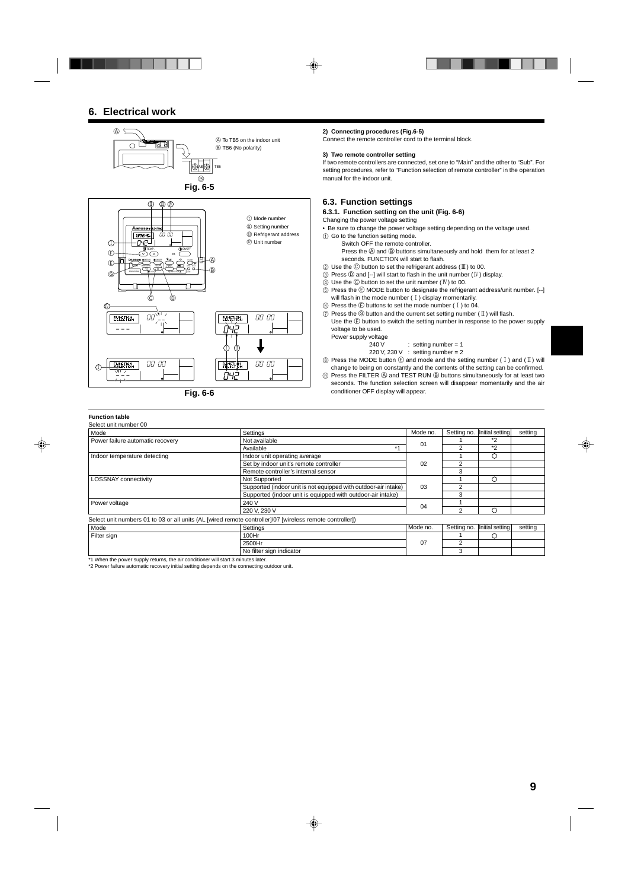## 6. Electrical work

Ⓐ To TB5 on the indoor unit
Ⓑ TB6 (No polarity)

Fig. 6-5

Ⓘ Mode number
Ⓘ Setting number
Ⓘ Refrigerant address
Ⓘ Unit number

Fig. 6-6

**2) Connecting procedures (Fig.6-5)**

Connect the remote controller cord to the terminal block.

**3) Two remote controller setting**

If two remote controllers are connected, set one to "Main" and the other to "Sub". For setting procedures, refer to "Function selection of remote controller" in the operation manual for the indoor unit.

### 6.3. Function settings

#### 6.3.1. Function setting on the unit (Fig. 6-6)

Changing the power voltage setting

- Be sure to change the power voltage setting depending on the voltage used.

① Go to the function setting mode.
   Switch OFF the remote controller.
   Press the Ⓐ and Ⓑ buttons simultaneously and hold them for at least 2 seconds. FUNCTION will start to flash.

② Use the Ⓒ button to set the refrigerant address (Ⅲ) to 00.

③ Press Ⓓ and [--] will start to flash in the unit number (Ⅳ) display.

④ Use the Ⓒ button to set the unit number (Ⅳ) to 00.

⑤ Press the Ⓔ MODE button to designate the refrigerant address/unit number. [--] will flash in the mode number ( Ⅰ ) display momentarily.

⑥ Press the Ⓕ buttons to set the mode number ( Ⅰ ) to 04.

⑦ Press the Ⓖ button and the current set setting number (Ⅱ) will flash.
   Use the Ⓕ button to switch the setting number in response to the power supply voltage to be used.
   Power supply voltage
   240 V : setting number = 1
   220 V, 230 V : setting number = 2

⑧ Press the MODE button Ⓔ and mode and the setting number ( Ⅰ ) and (Ⅱ) will change to being on constantly and the contents of the setting can be confirmed.

⑨ Press the FILTER Ⓐ and TEST RUN Ⓑ buttons simultaneously for at least two seconds. The function selection screen will disappear momentarily and the air conditioner OFF display will appear.

**Function table**

Select unit number 00

| Mode | Settings | Mode no. | Setting no. | Initial setting | setting |
|---|---|---|---|---|---|
| Power failure automatic recovery | Not available | 01 | 1 | *2 | |
| | Available *1 | | 2 | *2 | |
| Indoor temperature detecting | Indoor unit operating average | 02 | 1 | ○ | |
| | Set by indoor unit's remote controller | | 2 | | |
| | Remote controller's internal sensor | | 3 | | |
| LOSSNAY connectivity | Not Supported | 03 | 1 | ○ | |
| | Supported (indoor unit is not equipped with outdoor-air intake) | | 2 | | |
| | Supported (indoor unit is equipped with outdoor-air intake) | | 3 | | |
| Power voltage | 240 V | 04 | 1 | | |
| | 220 V, 230 V | | 2 | ○ | |

Select unit numbers 01 to 03 or all units (AL [wired remote controller]/07 [wireless remote controller])

| Mode | Settings | Mode no. | Setting no. | Initial setting | setting |
|---|---|---|---|---|---|
| Filter sign | 100Hr | 07 | 1 | ○ | |
| | 2500Hr | | 2 | | |
| | No filter sign indicator | | 3 | | |

*1 When the power supply returns, the air conditioner will start 3 minutes later.
*2 Power failure automatic recovery initial setting depends on the connecting outdoor unit.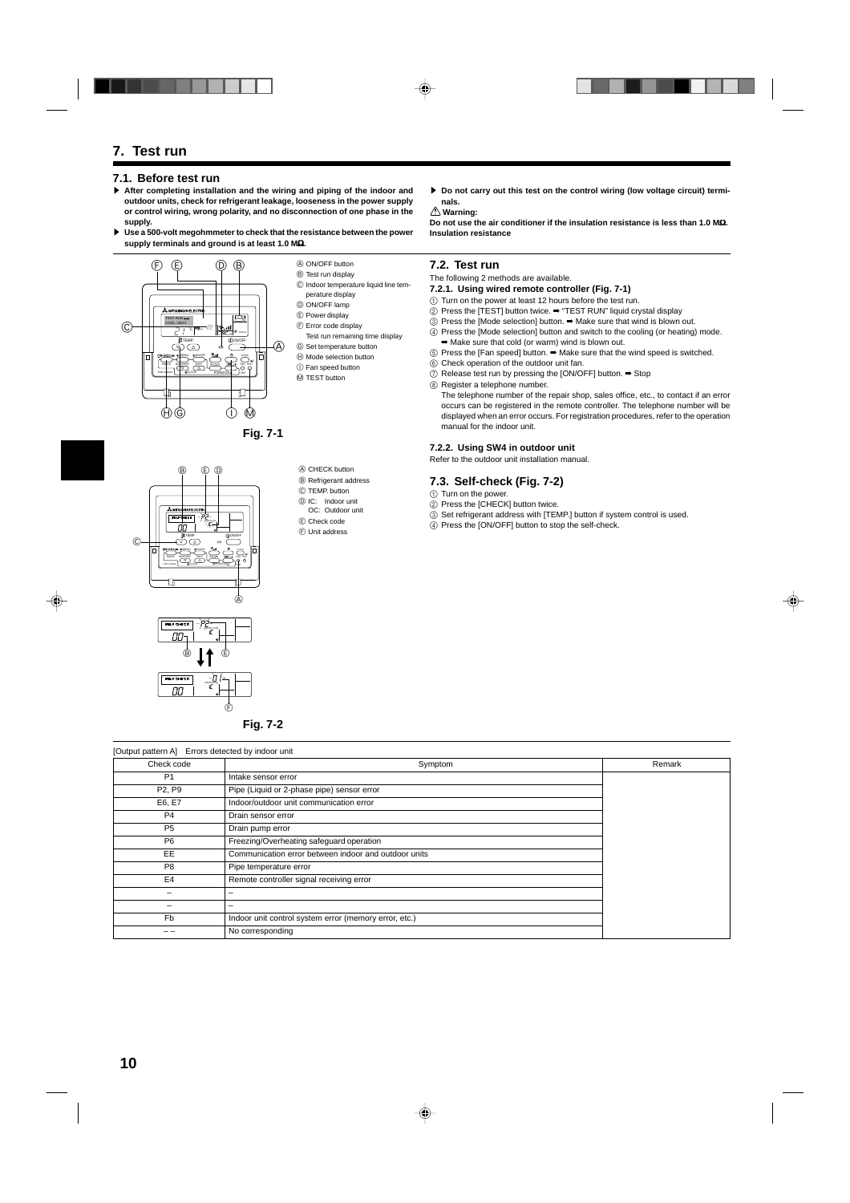# 7. Test run

## 7.1. Before test run

- After completing installation and the wiring and piping of the indoor and outdoor units, check for refrigerant leakage, looseness in the power supply or control wiring, wrong polarity, and no disconnection of one phase in the supply.
- Use a 500-volt megohmmeter to check that the resistance between the power supply terminals and ground is at least 1.0 MΩ.
- Do not carry out this test on the control wiring (low voltage circuit) terminals.

⚠ **Warning:**

**Do not use the air conditioner if the insulation resistance is less than 1.0 MΩ.**

**Insulation resistance**

Ⓐ ON/OFF button
Ⓑ Test run display
Ⓒ Indoor temperature liquid line temperature display
Ⓓ ON/OFF lamp
Ⓔ Power display
Ⓕ Error code display
Test run remaining time display
Ⓖ Set temperature button
Ⓗ Mode selection button
Ⓘ Fan speed button
Ⓜ TEST button

Fig. 7-1

Ⓐ CHECK button
Ⓑ Refrigerant address
Ⓒ TEMP. button
Ⓓ IC: Indoor unit
OC: Outdoor unit
Ⓔ Check code
Ⓕ Unit address

Fig. 7-2

## 7.2. Test run

The following 2 methods are available.

### 7.2.1. Using wired remote controller (Fig. 7-1)

① Turn on the power at least 12 hours before the test run.
② Press the [TEST] button twice. ➡ "TEST RUN" liquid crystal display
③ Press the [Mode selection] button. ➡ Make sure that wind is blown out.
④ Press the [Mode selection] button and switch to the cooling (or heating) mode.
➡ Make sure that cold (or warm) wind is blown out.
⑤ Press the [Fan speed] button. ➡ Make sure that the wind speed is switched.
⑥ Check operation of the outdoor unit fan.
⑦ Release test run by pressing the [ON/OFF] button. ➡ Stop
⑧ Register a telephone number.
The telephone number of the repair shop, sales office, etc., to contact if an error occurs can be registered in the remote controller. The telephone number will be displayed when an error occurs. For registration procedures, refer to the operation manual for the indoor unit.

### 7.2.2. Using SW4 in outdoor unit

Refer to the outdoor unit installation manual.

## 7.3. Self-check (Fig. 7-2)

① Turn on the power.
② Press the [CHECK] button twice.
③ Set refrigerant address with [TEMP.] button if system control is used.
④ Press the [ON/OFF] button to stop the self-check.

[Output pattern A] Errors detected by indoor unit

| Check code | Symptom | Remark |
|---|---|---|
| P1 | Intake sensor error | |
| P2, P9 | Pipe (Liquid or 2-phase pipe) sensor error | |
| E6, E7 | Indoor/outdoor unit communication error | |
| P4 | Drain sensor error | |
| P5 | Drain pump error | |
| P6 | Freezing/Overheating safeguard operation | |
| EE | Communication error between indoor and outdoor units | |
| P8 | Pipe temperature error | |
| E4 | Remote controller signal receiving error | |
| – | – | |
| – | – | |
| Fb | Indoor unit control system error (memory error, etc.) | |
| – – | No corresponding | |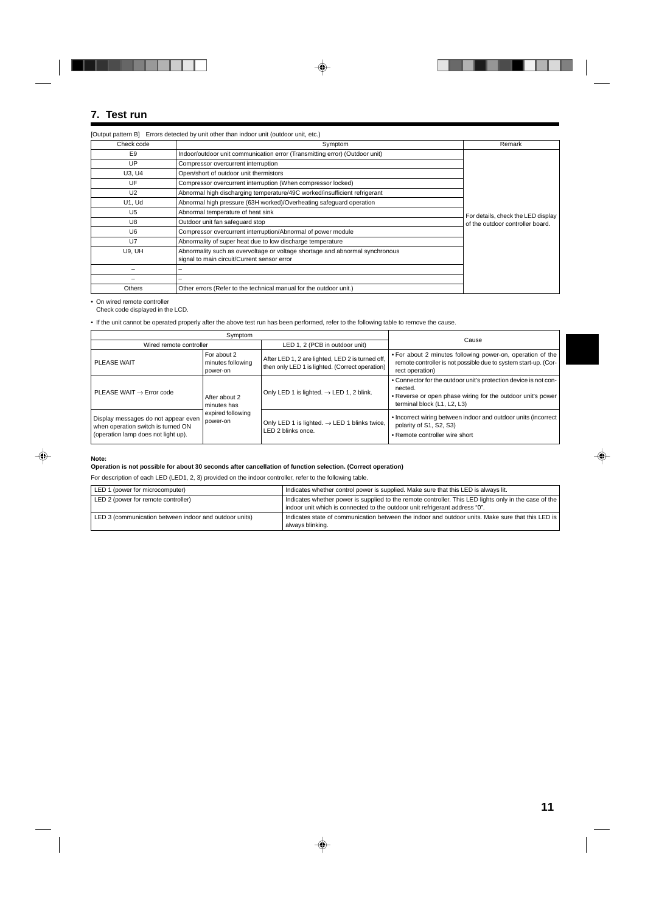## 7. Test run

[Output pattern B] Errors detected by unit other than indoor unit (outdoor unit, etc.)

| Check code | Symptom | Remark |
|---|---|---|
| E9 | Indoor/outdoor unit communication error (Transmitting error) (Outdoor unit) | For details, check the LED display of the outdoor controller board. |
| UP | Compressor overcurrent interruption | |
| U3, U4 | Open/short of outdoor unit thermistors | |
| UF | Compressor overcurrent interruption (When compressor locked) | |
| U2 | Abnormal high discharging temperature/49C worked/insufficient refrigerant | |
| U1, Ud | Abnormal high pressure (63H worked)/Overheating safeguard operation | |
| U5 | Abnormal temperature of heat sink | |
| U8 | Outdoor unit fan safeguard stop | |
| U6 | Compressor overcurrent interruption/Abnormal of power module | |
| U7 | Abnormality of super heat due to low discharge temperature | |
| U9, UH | Abnormality such as overvoltage or voltage shortage and abnormal synchronous signal to main circuit/Current sensor error | |
| – | – | |
| – | – | |
| Others | Other errors (Refer to the technical manual for the outdoor unit.) | |

- On wired remote controller
  Check code displayed in the LCD.

- If the unit cannot be operated properly after the above test run has been performed, refer to the following table to remove the cause.

| Symptom | | | Cause |
|---|---|---|---|
| Wired remote controller | | LED 1, 2 (PCB in outdoor unit) | |
| PLEASE WAIT | For about 2 minutes following power-on | After LED 1, 2 are lighted, LED 2 is turned off, then only LED 1 is lighted. (Correct operation) | • For about 2 minutes following power-on, operation of the remote controller is not possible due to system start-up. (Correct operation) |
| PLEASE WAIT → Error code | After about 2 minutes has expired following power-on | Only LED 1 is lighted. → LED 1, 2 blink. | • Connector for the outdoor unit's protection device is not connected.<br>• Reverse or open phase wiring for the outdoor unit's power terminal block (L1, L2, L3) |
| Display messages do not appear even when operation switch is turned ON (operation lamp does not light up). | | Only LED 1 is lighted. → LED 1 blinks twice, LED 2 blinks once. | • Incorrect wiring between indoor and outdoor units (incorrect polarity of S1, S2, S3)<br>• Remote controller wire short |

**Note:**
**Operation is not possible for about 30 seconds after cancellation of function selection. (Correct operation)**

For description of each LED (LED1, 2, 3) provided on the indoor controller, refer to the following table.

| LED 1 (power for microcomputer) | Indicates whether control power is supplied. Make sure that this LED is always lit. |
|---|---|
| LED 2 (power for remote controller) | Indicates whether power is supplied to the remote controller. This LED lights only in the case of the indoor unit which is connected to the outdoor unit refrigerant address "0". |
| LED 3 (communication between indoor and outdoor units) | Indicates state of communication between the indoor and outdoor units. Make sure that this LED is always blinking. |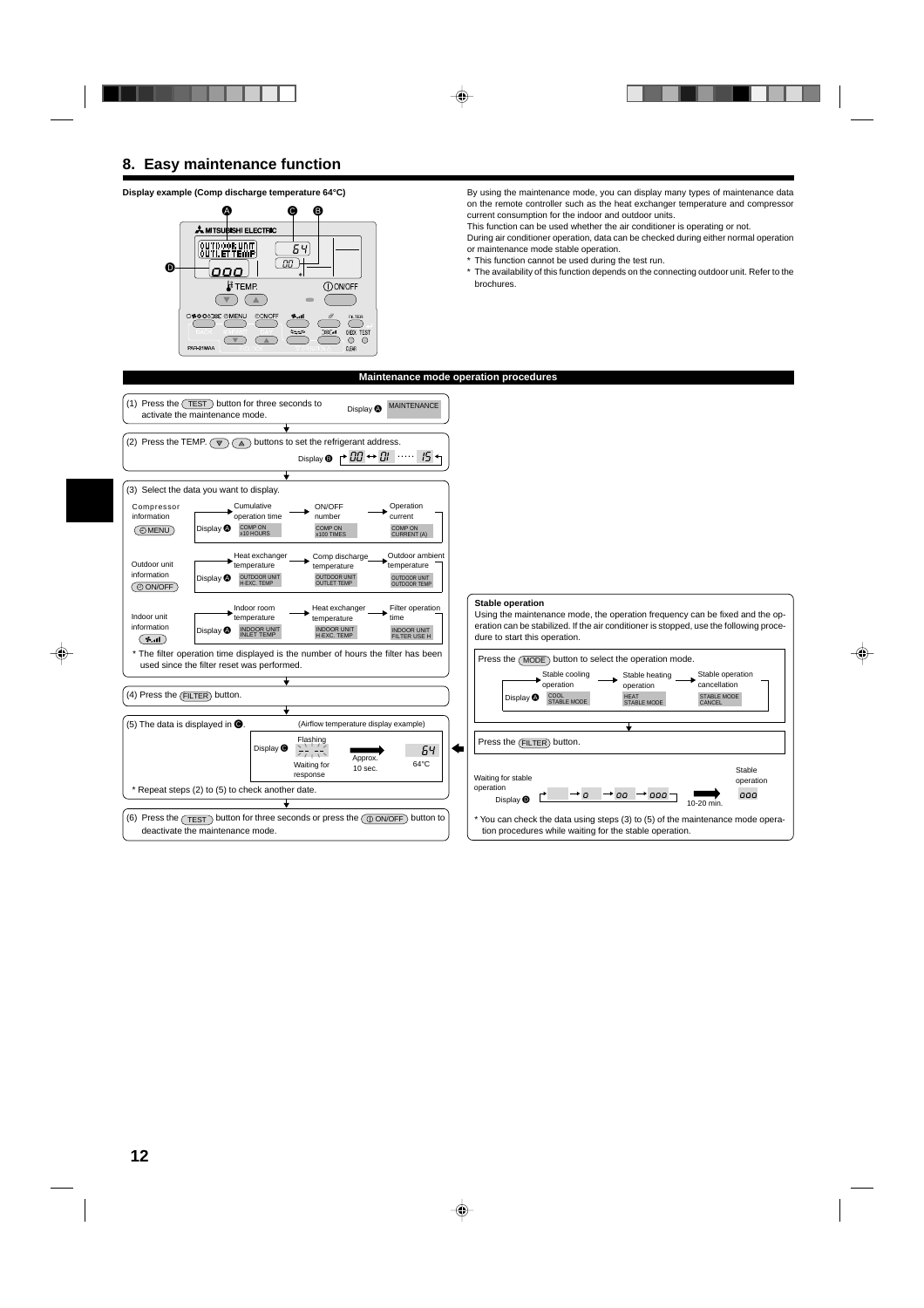## 8. Easy maintenance function

**Display example (Comp discharge temperature 64°C)**

By using the maintenance mode, you can display many types of maintenance data on the remote controller such as the heat exchanger temperature and compressor current consumption for the indoor and outdoor units.

This function can be used whether the air conditioner is operating or not.

During air conditioner operation, data can be checked during either normal operation or maintenance mode stable operation.

- \* This function cannot be used during the test run.
- \* The availability of this function depends on the connecting outdoor unit. Refer to the brochures.

### Maintenance mode operation procedures

(1) Press the (TEST) button for three seconds to activate the maintenance mode. — Display Ⓐ: MAINTENANCE

(2) Press the TEMP. (▼) (▲) buttons to set the refrigerant address. — Display Ⓑ: 00 ↔ 01 ····· 15

(3) Select the data you want to display.

| | | | | |
|---|---|---|---|---|
| Compressor information (MENU) | | Cumulative operation time | ON/OFF number | Operation current |
| | Display Ⓐ | COMP ON x10 HOURS | COMP ON x100 TIMES | COMP ON CURRENT (A) |
| Outdoor unit information (ON/OFF) | | Heat exchanger temperature | Comp discharge temperature | Outdoor ambient temperature |
| | Display Ⓐ | OUTDOOR UNIT H-EXC. TEMP | OUTDOOR UNIT OUTLET TEMP | OUTDOOR UNIT OUTDOOR TEMP |
| Indoor unit information (fan) | | Indoor room temperature | Heat exchanger temperature | Filter operation time |
| | Display Ⓐ | INDOOR UNIT INLET TEMP | INDOOR UNIT H-EXC. TEMP | INDOOR UNIT FILTER USE H |

\* The filter operation time displayed is the number of hours the filter has been used since the filter reset was performed.

(4) Press the (FILTER) button.

(5) The data is displayed in Ⓒ. (Airflow temperature display example)

Display Ⓒ: Flashing (Waiting for response) → Approx. 10 sec. → 64 (64°C)

\* Repeat steps (2) to (5) to check another date.

(6) Press the (TEST) button for three seconds or press the (ON/OFF) button to deactivate the maintenance mode.

### Stable operation

Using the maintenance mode, the operation frequency can be fixed and the operation can be stabilized. If the air conditioner is stopped, use the following procedure to start this operation.

Press the (MODE) button to select the operation mode.

| | Stable cooling operation | Stable heating operation | Stable operation cancellation |
|---|---|---|---|
| Display Ⓐ | COOL STABLE MODE | HEAT STABLE MODE | STABLE MODE CANCEL |

Press the (FILTER) button.

Waiting for stable operation — Display Ⓓ: → 0 → 00 → 000 → (10-20 min.) → Stable operation: 000

\* You can check the data using steps (3) to (5) of the maintenance mode operation procedures while waiting for the stable operation.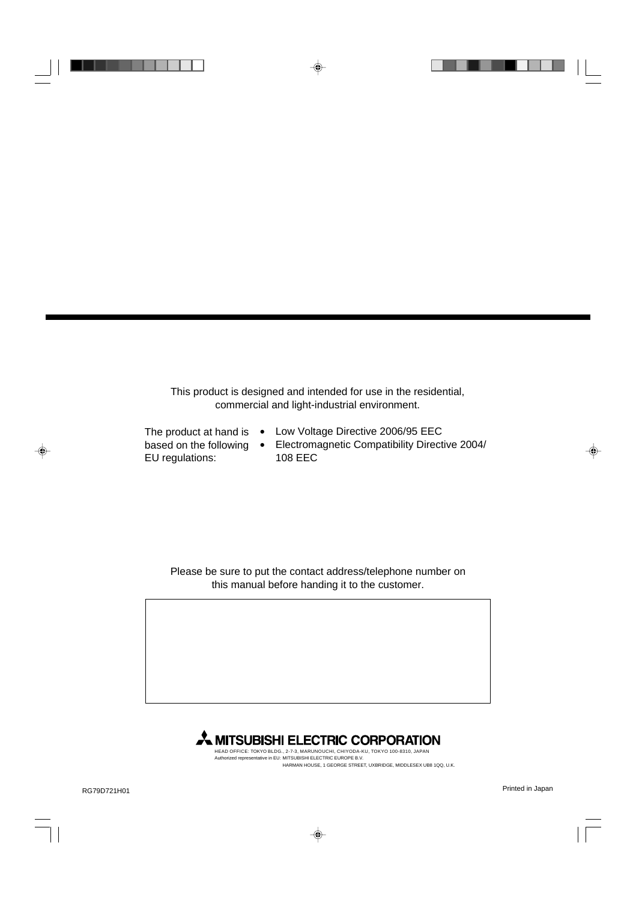This product is designed and intended for use in the residential, commercial and light-industrial environment.

| | |
|---|---|
| The product at hand is based on the following EU regulations: | • Low Voltage Directive 2006/95 EEC<br>• Electromagnetic Compatibility Directive 2004/108 EEC |

Please be sure to put the contact address/telephone number on this manual before handing it to the customer.

**MITSUBISHI ELECTRIC CORPORATION**

HEAD OFFICE: TOKYO BLDG., 2-7-3, MARUNOUCHI, CHIYODA-KU, TOKYO 100-8310, JAPAN
Authorized representative in EU: MITSUBISHI ELECTRIC EUROPE B.V.
HARMAN HOUSE, 1 GEORGE STREET, UXBRIDGE, MIDDLESEX UB8 1QQ, U.K.

RG79D721H01

Printed in Japan